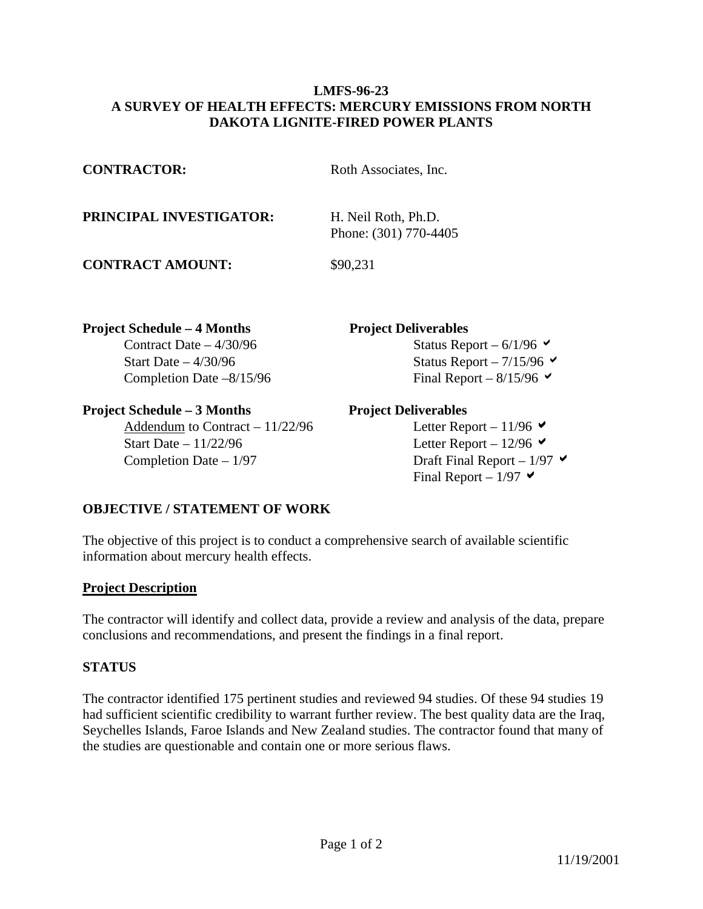**LMFS-96-23**
**A SURVEY OF HEALTH EFFECTS: MERCURY EMISSIONS FROM NORTH DAKOTA LIGNITE-FIRED POWER PLANTS**

**CONTRACTOR:** Roth Associates, Inc.

**PRINCIPAL INVESTIGATOR:** H. Neil Roth, Ph.D.
Phone: (301) 770-4405

**CONTRACT AMOUNT:** $90,231

| **Project Schedule – 4 Months** | **Project Deliverables** |
|---|---|
| Contract Date – 4/30/96 | Status Report – 6/1/96 ✔ |
| Start Date – 4/30/96 | Status Report – 7/15/96 ✔ |
| Completion Date –8/15/96 | Final Report – 8/15/96 ✔ |

| **Project Schedule – 3 Months** | **Project Deliverables** |
|---|---|
| Addendum to Contract – 11/22/96 | Letter Report – 11/96 ✔ |
| Start Date – 11/22/96 | Letter Report – 12/96 ✔ |
| Completion Date – 1/97 | Draft Final Report – 1/97 ✔ |
| | Final Report – 1/97 ✔ |

## OBJECTIVE / STATEMENT OF WORK

The objective of this project is to conduct a comprehensive search of available scientific information about mercury health effects.

### Project Description

The contractor will identify and collect data, provide a review and analysis of the data, prepare conclusions and recommendations, and present the findings in a final report.

## STATUS

The contractor identified 175 pertinent studies and reviewed 94 studies. Of these 94 studies 19 had sufficient scientific credibility to warrant further review. The best quality data are the Iraq, Seychelles Islands, Faroe Islands and New Zealand studies. The contractor found that many of the studies are questionable and contain one or more serious flaws.

11/19/2001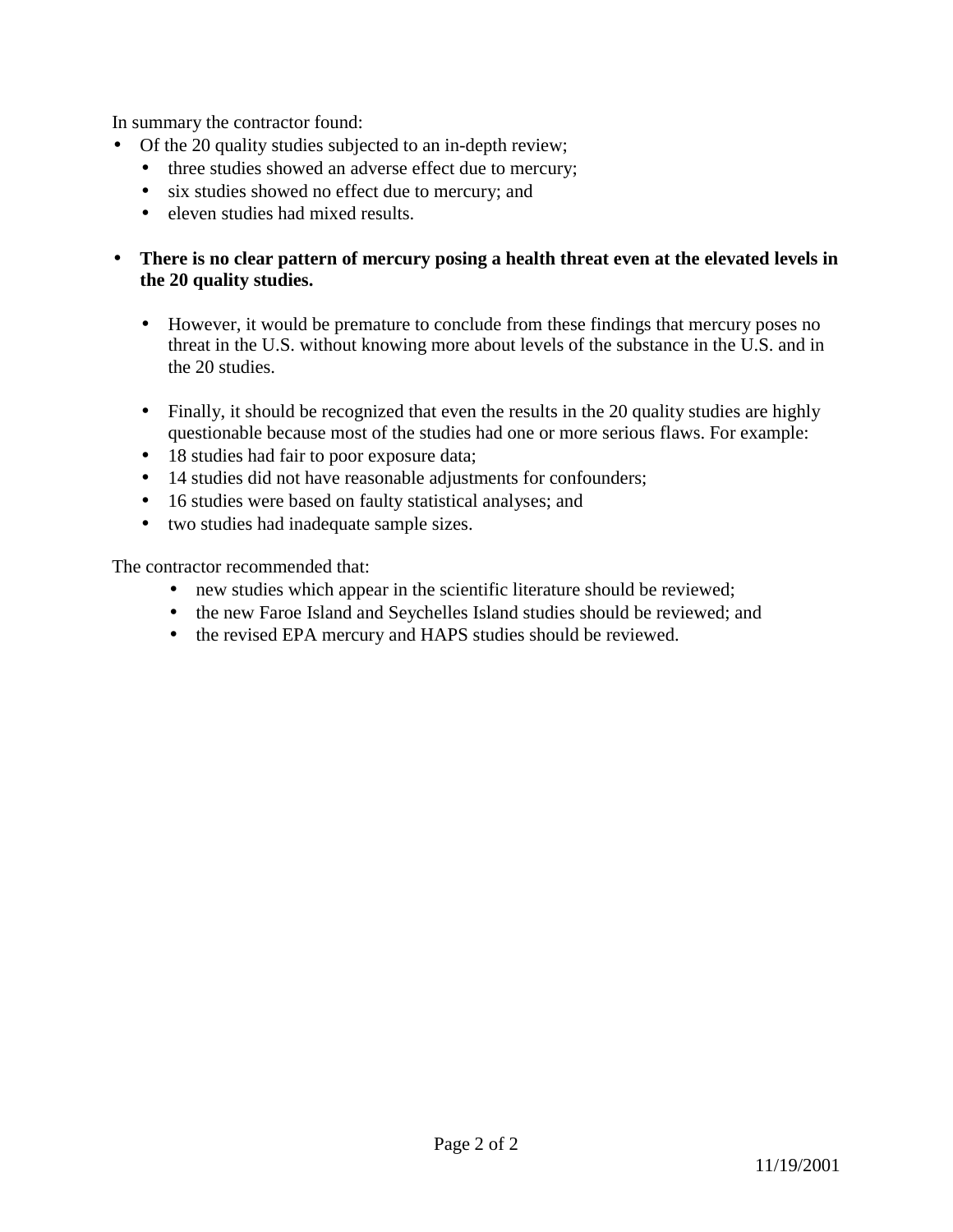In summary the contractor found:

- Of the 20 quality studies subjected to an in-depth review;
  - three studies showed an adverse effect due to mercury;
  - six studies showed no effect due to mercury; and
  - eleven studies had mixed results.

- **There is no clear pattern of mercury posing a health threat even at the elevated levels in the 20 quality studies.**

  - However, it would be premature to conclude from these findings that mercury poses no threat in the U.S. without knowing more about levels of the substance in the U.S. and in the 20 studies.

  - Finally, it should be recognized that even the results in the 20 quality studies are highly questionable because most of the studies had one or more serious flaws. For example:
  - 18 studies had fair to poor exposure data;
  - 14 studies did not have reasonable adjustments for confounders;
  - 16 studies were based on faulty statistical analyses; and
  - two studies had inadequate sample sizes.

The contractor recommended that:

- new studies which appear in the scientific literature should be reviewed;
- the new Faroe Island and Seychelles Island studies should be reviewed; and
- the revised EPA mercury and HAPS studies should be reviewed.

11/19/2001